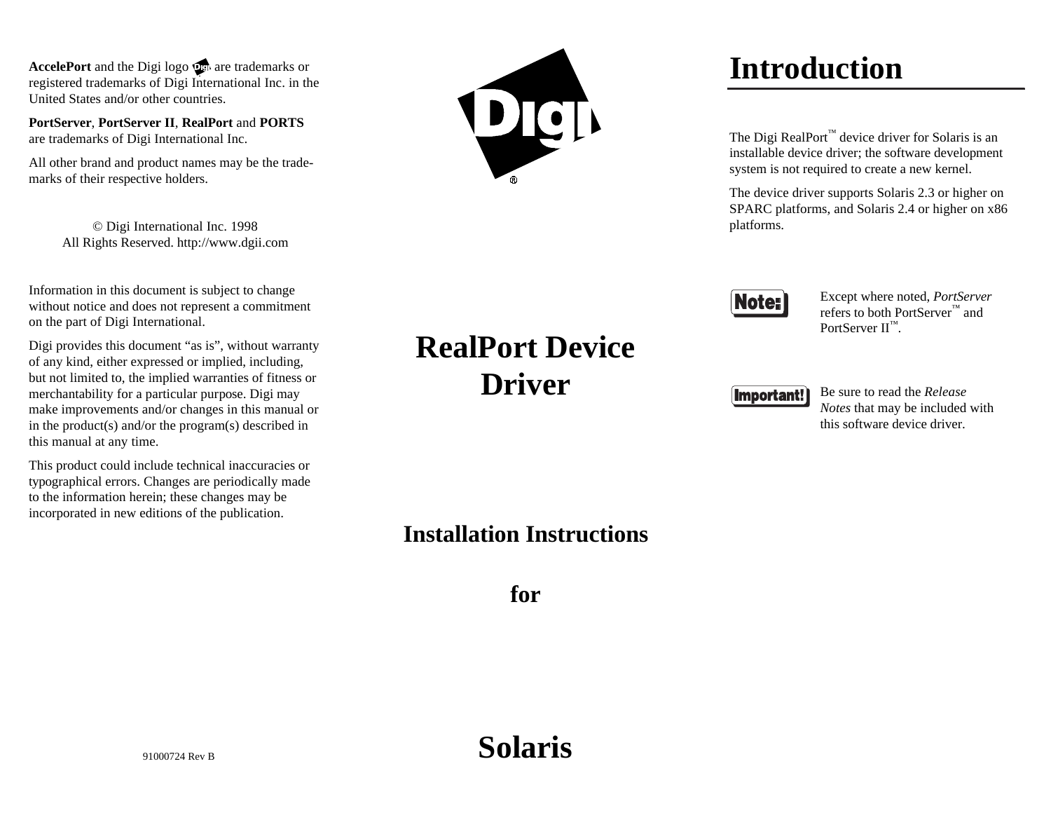**AccelePort** and the Digi logo are trademarks or registered trademarks of Digi International Inc. in the United States and/or other countries.

**PortServer**, **PortServer II**, **RealPort** and **PORTS** are trademarks of Digi International Inc.

All other brand and product names may be the trademarks of their respective holders.

© Digi International Inc. 1998
All Rights Reserved. http://www.dgii.com

Information in this document is subject to change without notice and does not represent a commitment on the part of Digi International.

Digi provides this document "as is", without warranty of any kind, either expressed or implied, including, but not limited to, the implied warranties of fitness or merchantability for a particular purpose. Digi may make improvements and/or changes in this manual or in the product(s) and/or the program(s) described in this manual at any time.

This product could include technical inaccuracies or typographical errors. Changes are periodically made to the information herein; these changes may be incorporated in new editions of the publication.

91000724 Rev B

# RealPort Device Driver

## Installation Instructions

## for

## Solaris

# Introduction

The Digi RealPort™ device driver for Solaris is an installable device driver; the software development system is not required to create a new kernel.

The device driver supports Solaris 2.3 or higher on SPARC platforms, and Solaris 2.4 or higher on x86 platforms.

**Note:** Except where noted, *PortServer* refers to both PortServer™ and PortServer II™.

**Important!** Be sure to read the *Release Notes* that may be included with this software device driver.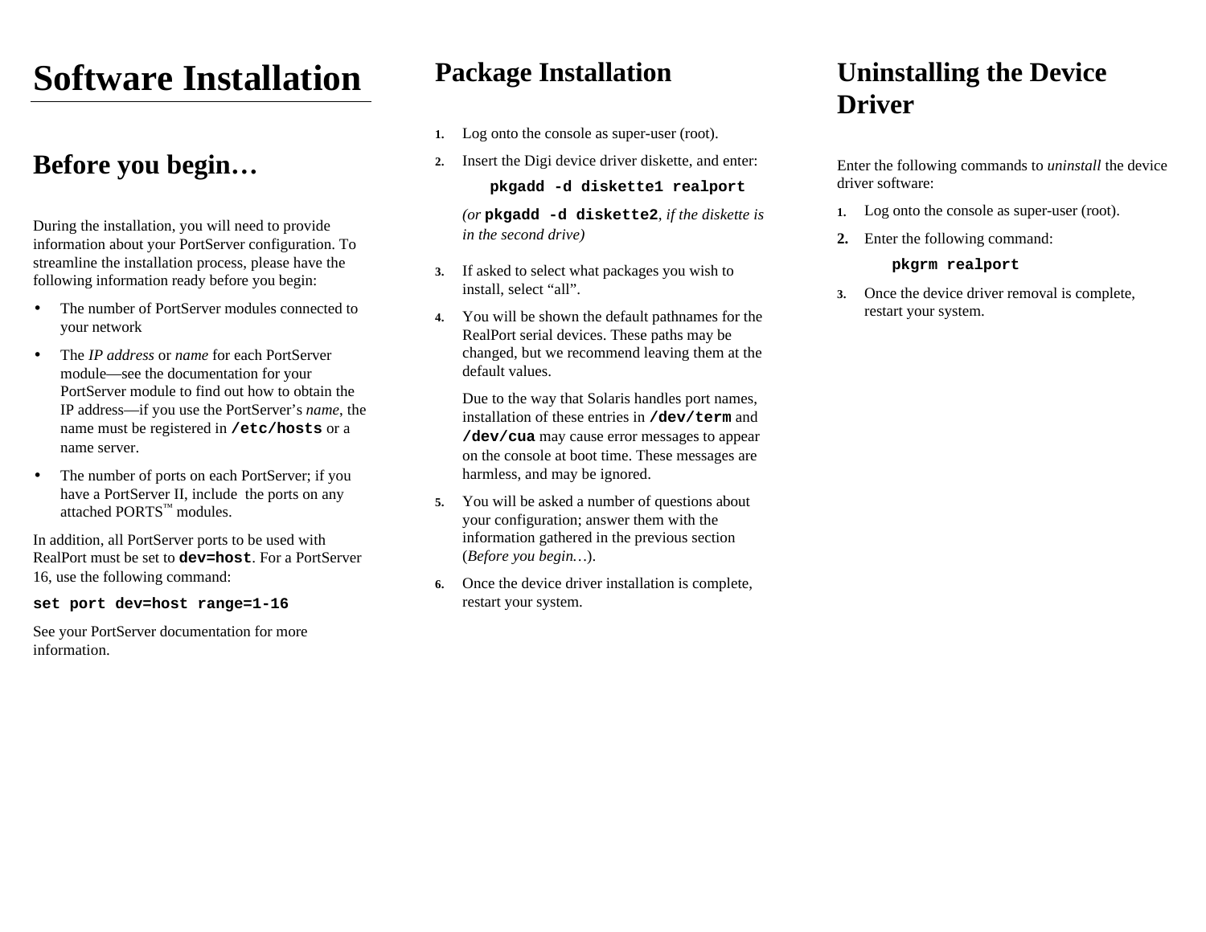# Software Installation

## Before you begin…

During the installation, you will need to provide information about your PortServer configuration. To streamline the installation process, please have the following information ready before you begin:

- The number of PortServer modules connected to your network
- The *IP address* or *name* for each PortServer module—see the documentation for your PortServer module to find out how to obtain the IP address—if you use the PortServer's *name*, the name must be registered in **`/etc/hosts`** or a name server.
- The number of ports on each PortServer; if you have a PortServer II, include the ports on any attached PORTS™ modules.

In addition, all PortServer ports to be used with RealPort must be set to **`dev=host`**. For a PortServer 16, use the following command:

```
set port dev=host range=1-16
```

See your PortServer documentation for more information.

## Package Installation

1. Log onto the console as super-user (root).
2. Insert the Digi device driver diskette, and enter:

   ```
   pkgadd -d diskette1 realport
   ```

   *(or* **`pkgadd -d diskette2`**, *if the diskette is in the second drive)*

3. If asked to select what packages you wish to install, select "all".
4. You will be shown the default pathnames for the RealPort serial devices. These paths may be changed, but we recommend leaving them at the default values.

   Due to the way that Solaris handles port names, installation of these entries in **`/dev/term`** and **`/dev/cua`** may cause error messages to appear on the console at boot time. These messages are harmless, and may be ignored.

5. You will be asked a number of questions about your configuration; answer them with the information gathered in the previous section (*Before you begin…*).
6. Once the device driver installation is complete, restart your system.

## Uninstalling the Device Driver

Enter the following commands to *uninstall* the device driver software:

1. Log onto the console as super-user (root).
2. Enter the following command:

   ```
   pkgrm realport
   ```

3. Once the device driver removal is complete, restart your system.